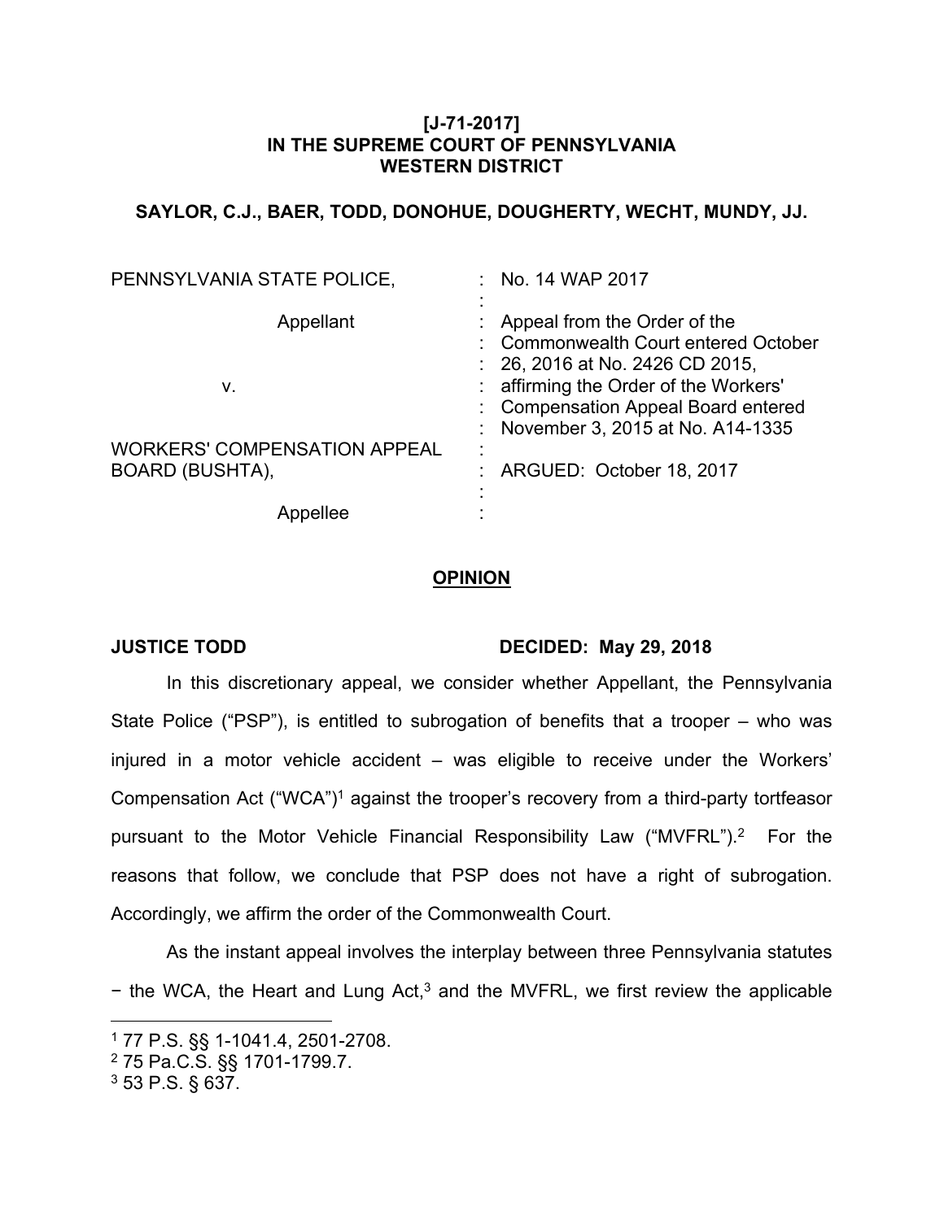**[J-71-2017]**
**IN THE SUPREME COURT OF PENNSYLVANIA**
**WESTERN DISTRICT**

**SAYLOR, C.J., BAER, TODD, DONOHUE, DOUGHERTY, WECHT, MUNDY, JJ.**

| | |
|---|---|
| PENNSYLVANIA STATE POLICE, | : No. 14 WAP 2017 |
| | : |
| Appellant | : Appeal from the Order of the |
| | : Commonwealth Court entered October |
| | : 26, 2016 at No. 2426 CD 2015, |
| v. | : affirming the Order of the Workers' |
| | : Compensation Appeal Board entered |
| | : November 3, 2015 at No. A14-1335 |
| WORKERS' COMPENSATION APPEAL | : |
| BOARD (BUSHTA), | : ARGUED: October 18, 2017 |
| | : |
| Appellee | : |

**OPINION**

**JUSTICE TODD** **DECIDED: May 29, 2018**

In this discretionary appeal, we consider whether Appellant, the Pennsylvania State Police ("PSP"), is entitled to subrogation of benefits that a trooper – who was injured in a motor vehicle accident – was eligible to receive under the Workers' Compensation Act ("WCA")[1] against the trooper's recovery from a third-party tortfeasor pursuant to the Motor Vehicle Financial Responsibility Law ("MVFRL").[2] For the reasons that follow, we conclude that PSP does not have a right of subrogation. Accordingly, we affirm the order of the Commonwealth Court.

As the instant appeal involves the interplay between three Pennsylvania statutes − the WCA, the Heart and Lung Act,[3] and the MVFRL, we first review the applicable

---

[1] 77 P.S. §§ 1-1041.4, 2501-2708.
[2] 75 Pa.C.S. §§ 1701-1799.7.
[3] 53 P.S. § 637.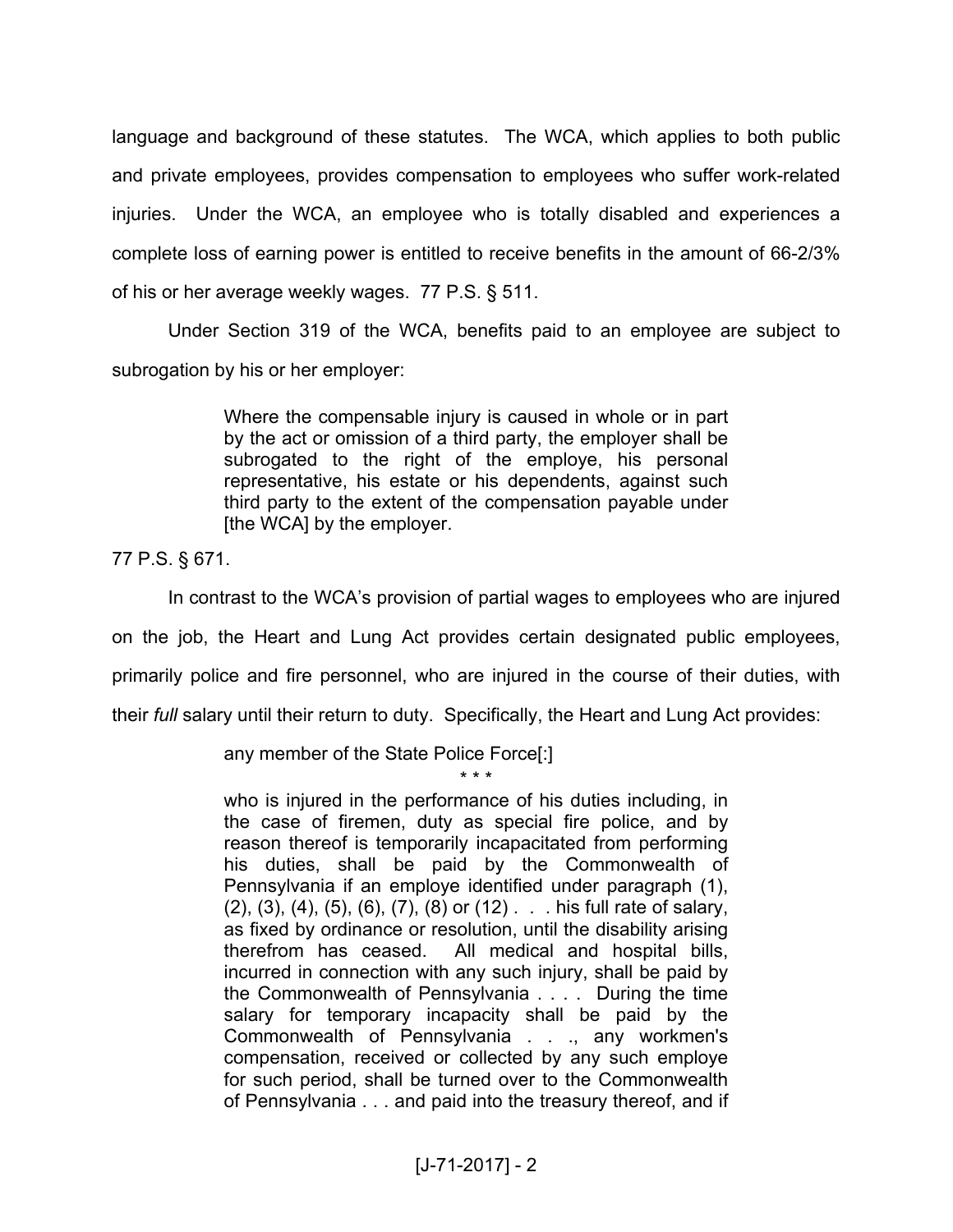language and background of these statutes. The WCA, which applies to both public and private employees, provides compensation to employees who suffer work-related injuries. Under the WCA, an employee who is totally disabled and experiences a complete loss of earning power is entitled to receive benefits in the amount of 66-2/3% of his or her average weekly wages. 77 P.S. § 511.

Under Section 319 of the WCA, benefits paid to an employee are subject to subrogation by his or her employer:

> Where the compensable injury is caused in whole or in part by the act or omission of a third party, the employer shall be subrogated to the right of the employe, his personal representative, his estate or his dependents, against such third party to the extent of the compensation payable under [the WCA] by the employer.

77 P.S. § 671.

In contrast to the WCA's provision of partial wages to employees who are injured on the job, the Heart and Lung Act provides certain designated public employees, primarily police and fire personnel, who are injured in the course of their duties, with their *full* salary until their return to duty. Specifically, the Heart and Lung Act provides:

> any member of the State Police Force[:]
>
> \* \* \*
>
> who is injured in the performance of his duties including, in the case of firemen, duty as special fire police, and by reason thereof is temporarily incapacitated from performing his duties, shall be paid by the Commonwealth of Pennsylvania if an employe identified under paragraph (1), (2), (3), (4), (5), (6), (7), (8) or (12) . . . his full rate of salary, as fixed by ordinance or resolution, until the disability arising therefrom has ceased. All medical and hospital bills, incurred in connection with any such injury, shall be paid by the Commonwealth of Pennsylvania . . . . During the time salary for temporary incapacity shall be paid by the Commonwealth of Pennsylvania . . ., any workmen's compensation, received or collected by any such employe for such period, shall be turned over to the Commonwealth of Pennsylvania . . . and paid into the treasury thereof, and if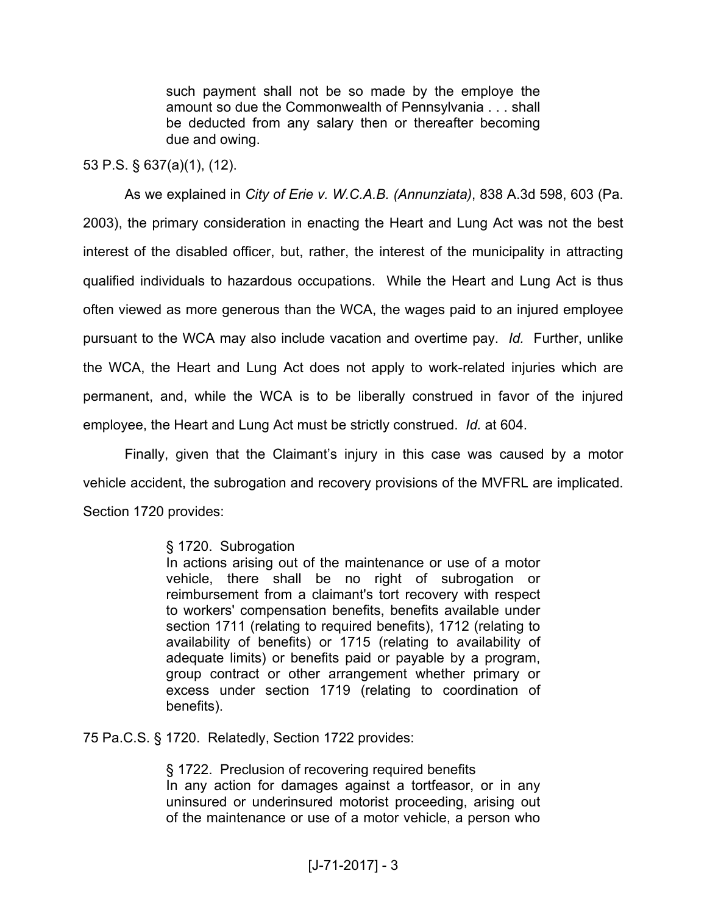> such payment shall not be so made by the employe the amount so due the Commonwealth of Pennsylvania . . . shall be deducted from any salary then or thereafter becoming due and owing.

53 P.S. § 637(a)(1), (12).

As we explained in *City of Erie v. W.C.A.B. (Annunziata)*, 838 A.3d 598, 603 (Pa. 2003), the primary consideration in enacting the Heart and Lung Act was not the best interest of the disabled officer, but, rather, the interest of the municipality in attracting qualified individuals to hazardous occupations. While the Heart and Lung Act is thus often viewed as more generous than the WCA, the wages paid to an injured employee pursuant to the WCA may also include vacation and overtime pay. *Id.* Further, unlike the WCA, the Heart and Lung Act does not apply to work-related injuries which are permanent, and, while the WCA is to be liberally construed in favor of the injured employee, the Heart and Lung Act must be strictly construed. *Id.* at 604.

Finally, given that the Claimant's injury in this case was caused by a motor vehicle accident, the subrogation and recovery provisions of the MVFRL are implicated. Section 1720 provides:

> § 1720. Subrogation
> In actions arising out of the maintenance or use of a motor vehicle, there shall be no right of subrogation or reimbursement from a claimant's tort recovery with respect to workers' compensation benefits, benefits available under section 1711 (relating to required benefits), 1712 (relating to availability of benefits) or 1715 (relating to availability of adequate limits) or benefits paid or payable by a program, group contract or other arrangement whether primary or excess under section 1719 (relating to coordination of benefits).

75 Pa.C.S. § 1720. Relatedly, Section 1722 provides:

> § 1722. Preclusion of recovering required benefits
> In any action for damages against a tortfeasor, or in any uninsured or underinsured motorist proceeding, arising out of the maintenance or use of a motor vehicle, a person who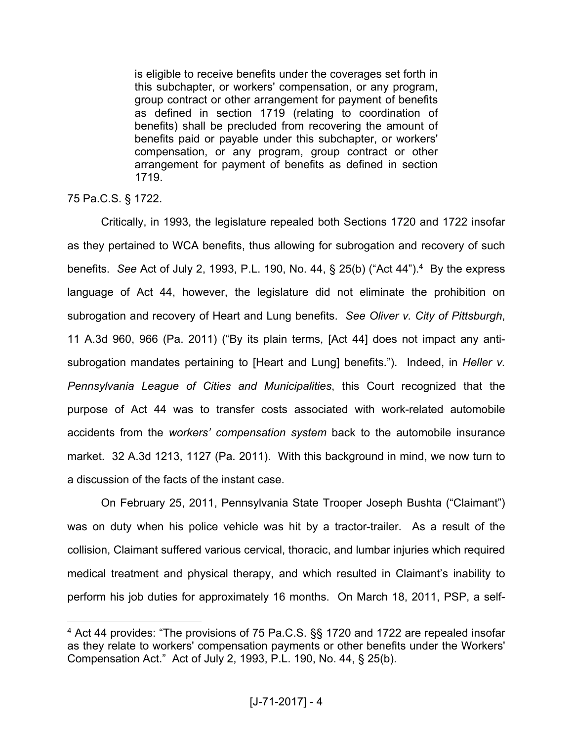> is eligible to receive benefits under the coverages set forth in this subchapter, or workers' compensation, or any program, group contract or other arrangement for payment of benefits as defined in section 1719 (relating to coordination of benefits) shall be precluded from recovering the amount of benefits paid or payable under this subchapter, or workers' compensation, or any program, group contract or other arrangement for payment of benefits as defined in section 1719.

75 Pa.C.S. § 1722.

Critically, in 1993, the legislature repealed both Sections 1720 and 1722 insofar as they pertained to WCA benefits, thus allowing for subrogation and recovery of such benefits. *See* Act of July 2, 1993, P.L. 190, No. 44, § 25(b) ("Act 44").[4] By the express language of Act 44, however, the legislature did not eliminate the prohibition on subrogation and recovery of Heart and Lung benefits. *See Oliver v. City of Pittsburgh*, 11 A.3d 960, 966 (Pa. 2011) ("By its plain terms, [Act 44] does not impact any anti-subrogation mandates pertaining to [Heart and Lung] benefits."). Indeed, in *Heller v. Pennsylvania League of Cities and Municipalities*, this Court recognized that the purpose of Act 44 was to transfer costs associated with work-related automobile accidents from the *workers' compensation system* back to the automobile insurance market. 32 A.3d 1213, 1127 (Pa. 2011). With this background in mind, we now turn to a discussion of the facts of the instant case.

On February 25, 2011, Pennsylvania State Trooper Joseph Bushta ("Claimant") was on duty when his police vehicle was hit by a tractor-trailer. As a result of the collision, Claimant suffered various cervical, thoracic, and lumbar injuries which required medical treatment and physical therapy, and which resulted in Claimant's inability to perform his job duties for approximately 16 months. On March 18, 2011, PSP, a self-

---

[4] Act 44 provides: "The provisions of 75 Pa.C.S. §§ 1720 and 1722 are repealed insofar as they relate to workers' compensation payments or other benefits under the Workers' Compensation Act." Act of July 2, 1993, P.L. 190, No. 44, § 25(b).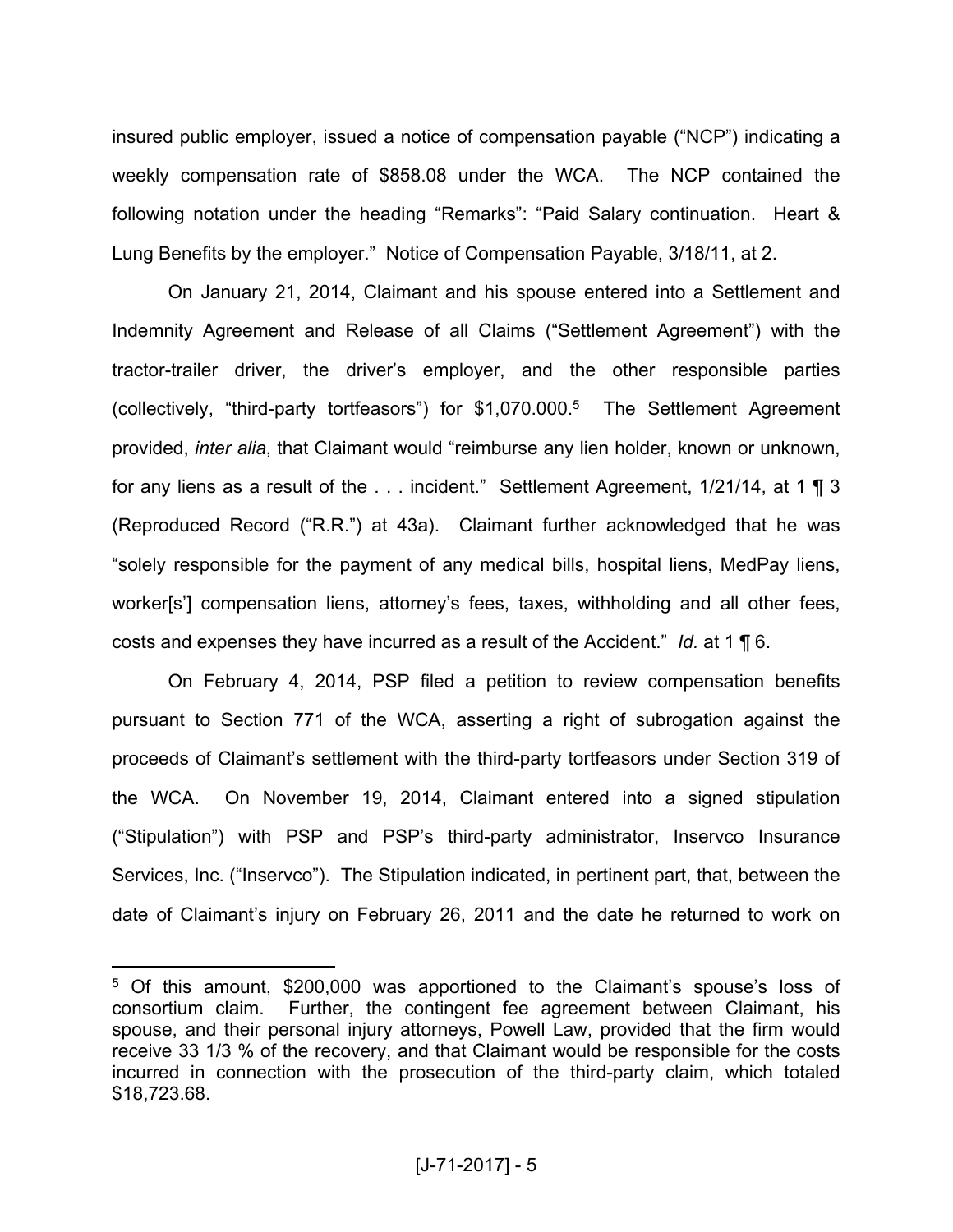insured public employer, issued a notice of compensation payable ("NCP") indicating a weekly compensation rate of $858.08 under the WCA. The NCP contained the following notation under the heading "Remarks": "Paid Salary continuation. Heart & Lung Benefits by the employer." Notice of Compensation Payable, 3/18/11, at 2.

On January 21, 2014, Claimant and his spouse entered into a Settlement and Indemnity Agreement and Release of all Claims ("Settlement Agreement") with the tractor-trailer driver, the driver's employer, and the other responsible parties (collectively, "third-party tortfeasors") for $1,070.000.[5] The Settlement Agreement provided, *inter alia*, that Claimant would "reimburse any lien holder, known or unknown, for any liens as a result of the . . . incident." Settlement Agreement, 1/21/14, at 1 ¶ 3 (Reproduced Record ("R.R.") at 43a). Claimant further acknowledged that he was "solely responsible for the payment of any medical bills, hospital liens, MedPay liens, worker[s'] compensation liens, attorney's fees, taxes, withholding and all other fees, costs and expenses they have incurred as a result of the Accident." *Id.* at 1 ¶ 6.

On February 4, 2014, PSP filed a petition to review compensation benefits pursuant to Section 771 of the WCA, asserting a right of subrogation against the proceeds of Claimant's settlement with the third-party tortfeasors under Section 319 of the WCA. On November 19, 2014, Claimant entered into a signed stipulation ("Stipulation") with PSP and PSP's third-party administrator, Inservco Insurance Services, Inc. ("Inservco"). The Stipulation indicated, in pertinent part, that, between the date of Claimant's injury on February 26, 2011 and the date he returned to work on

---

[5] Of this amount, $200,000 was apportioned to the Claimant's spouse's loss of consortium claim. Further, the contingent fee agreement between Claimant, his spouse, and their personal injury attorneys, Powell Law, provided that the firm would receive 33 1/3 % of the recovery, and that Claimant would be responsible for the costs incurred in connection with the prosecution of the third-party claim, which totaled $18,723.68.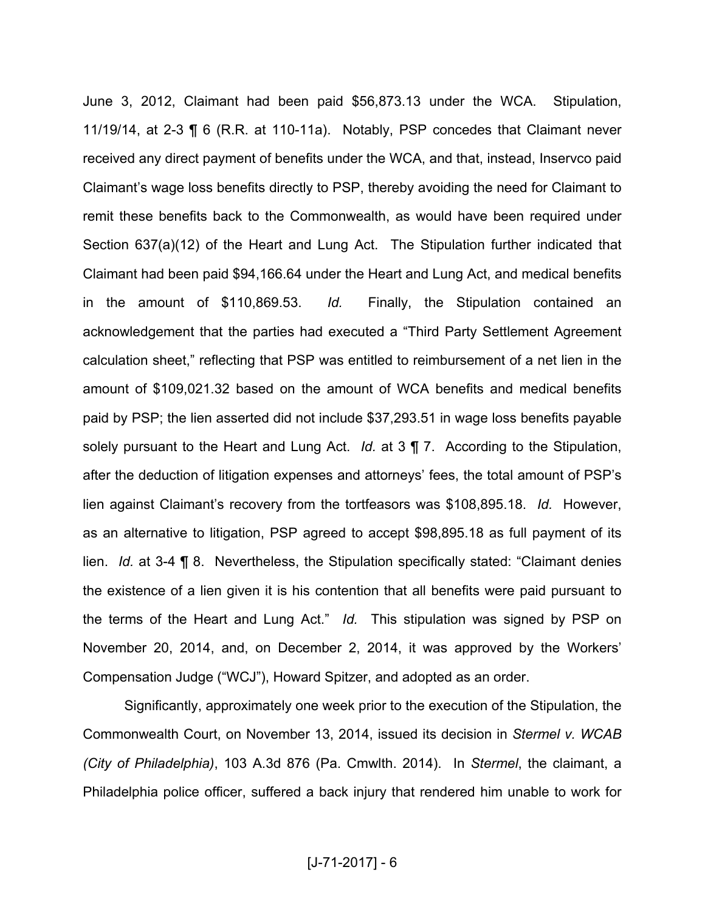June 3, 2012, Claimant had been paid $56,873.13 under the WCA. Stipulation, 11/19/14, at 2-3 ¶ 6 (R.R. at 110-11a). Notably, PSP concedes that Claimant never received any direct payment of benefits under the WCA, and that, instead, Inservco paid Claimant's wage loss benefits directly to PSP, thereby avoiding the need for Claimant to remit these benefits back to the Commonwealth, as would have been required under Section 637(a)(12) of the Heart and Lung Act. The Stipulation further indicated that Claimant had been paid $94,166.64 under the Heart and Lung Act, and medical benefits in the amount of $110,869.53. *Id.* Finally, the Stipulation contained an acknowledgement that the parties had executed a "Third Party Settlement Agreement calculation sheet," reflecting that PSP was entitled to reimbursement of a net lien in the amount of $109,021.32 based on the amount of WCA benefits and medical benefits paid by PSP; the lien asserted did not include $37,293.51 in wage loss benefits payable solely pursuant to the Heart and Lung Act. *Id.* at 3 ¶ 7. According to the Stipulation, after the deduction of litigation expenses and attorneys' fees, the total amount of PSP's lien against Claimant's recovery from the tortfeasors was $108,895.18. *Id.* However, as an alternative to litigation, PSP agreed to accept $98,895.18 as full payment of its lien. *Id.* at 3-4 ¶ 8. Nevertheless, the Stipulation specifically stated: "Claimant denies the existence of a lien given it is his contention that all benefits were paid pursuant to the terms of the Heart and Lung Act." *Id.* This stipulation was signed by PSP on November 20, 2014, and, on December 2, 2014, it was approved by the Workers' Compensation Judge ("WCJ"), Howard Spitzer, and adopted as an order.

Significantly, approximately one week prior to the execution of the Stipulation, the Commonwealth Court, on November 13, 2014, issued its decision in *Stermel v. WCAB (City of Philadelphia)*, 103 A.3d 876 (Pa. Cmwlth. 2014). In *Stermel*, the claimant, a Philadelphia police officer, suffered a back injury that rendered him unable to work for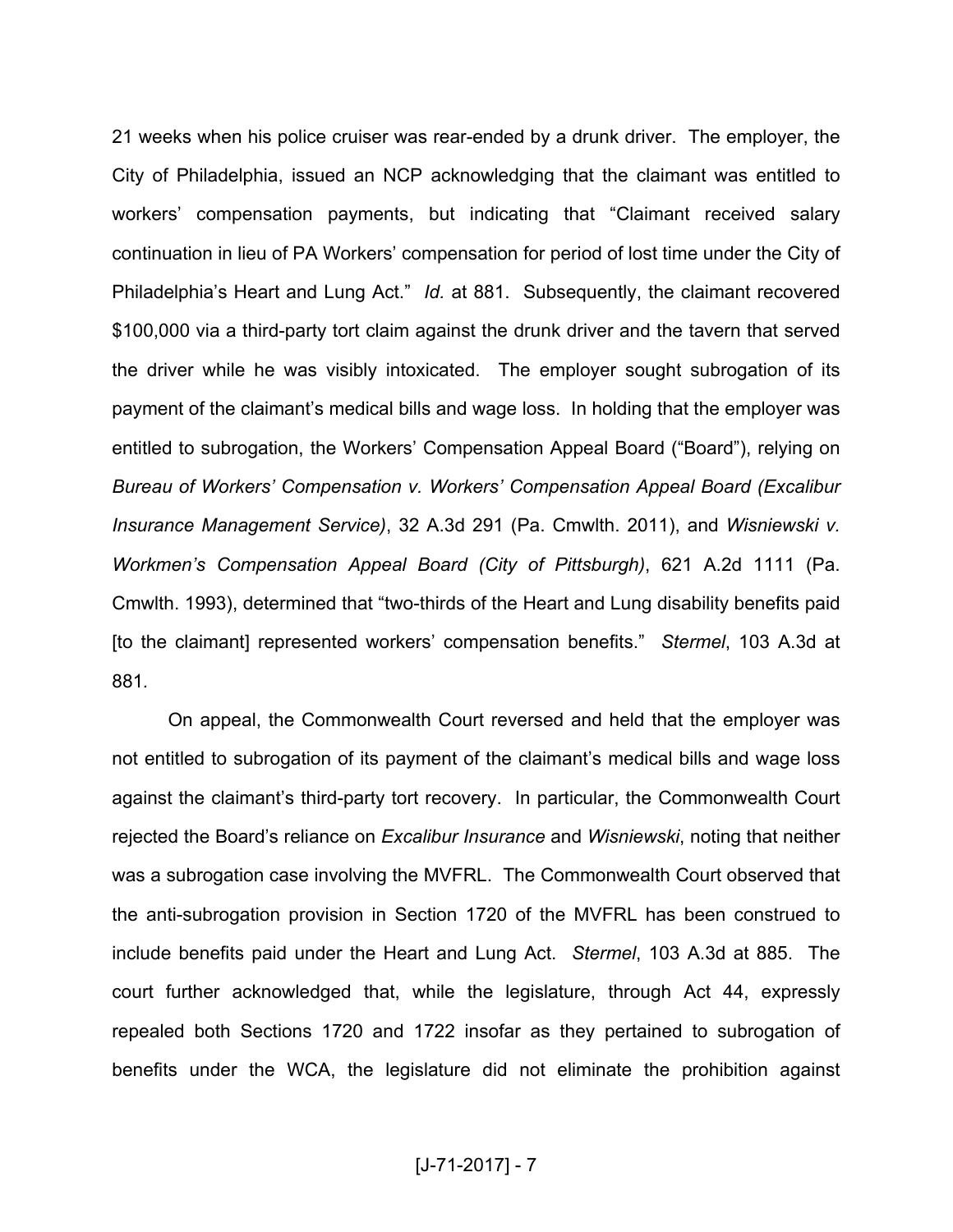21 weeks when his police cruiser was rear-ended by a drunk driver. The employer, the City of Philadelphia, issued an NCP acknowledging that the claimant was entitled to workers' compensation payments, but indicating that "Claimant received salary continuation in lieu of PA Workers' compensation for period of lost time under the City of Philadelphia's Heart and Lung Act." *Id.* at 881. Subsequently, the claimant recovered $100,000 via a third-party tort claim against the drunk driver and the tavern that served the driver while he was visibly intoxicated. The employer sought subrogation of its payment of the claimant's medical bills and wage loss. In holding that the employer was entitled to subrogation, the Workers' Compensation Appeal Board ("Board"), relying on *Bureau of Workers' Compensation v. Workers' Compensation Appeal Board (Excalibur Insurance Management Service)*, 32 A.3d 291 (Pa. Cmwlth. 2011), and *Wisniewski v. Workmen's Compensation Appeal Board (City of Pittsburgh)*, 621 A.2d 1111 (Pa. Cmwlth. 1993), determined that "two-thirds of the Heart and Lung disability benefits paid [to the claimant] represented workers' compensation benefits." *Stermel*, 103 A.3d at 881.

On appeal, the Commonwealth Court reversed and held that the employer was not entitled to subrogation of its payment of the claimant's medical bills and wage loss against the claimant's third-party tort recovery. In particular, the Commonwealth Court rejected the Board's reliance on *Excalibur Insurance* and *Wisniewski*, noting that neither was a subrogation case involving the MVFRL. The Commonwealth Court observed that the anti-subrogation provision in Section 1720 of the MVFRL has been construed to include benefits paid under the Heart and Lung Act. *Stermel*, 103 A.3d at 885. The court further acknowledged that, while the legislature, through Act 44, expressly repealed both Sections 1720 and 1722 insofar as they pertained to subrogation of benefits under the WCA, the legislature did not eliminate the prohibition against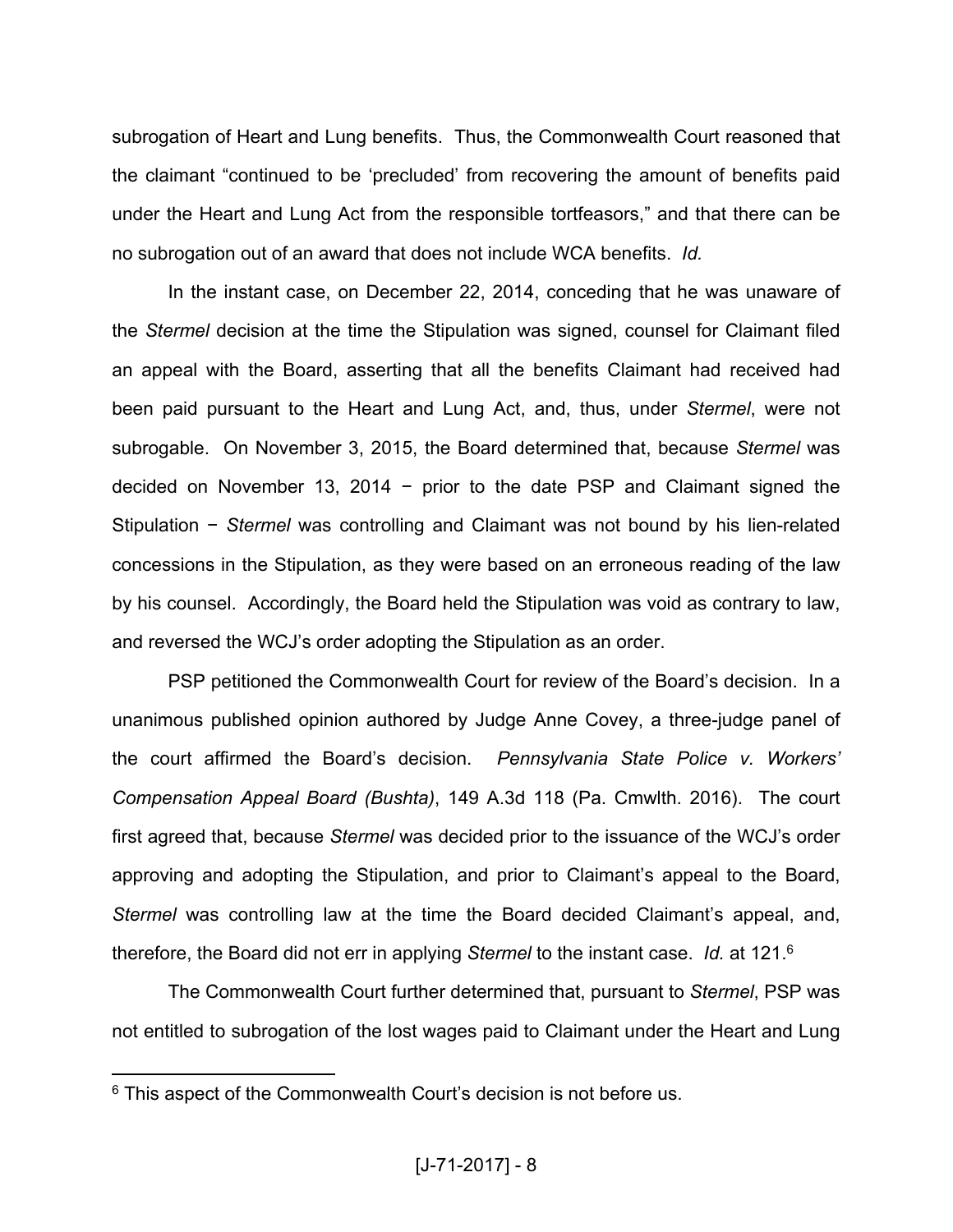subrogation of Heart and Lung benefits. Thus, the Commonwealth Court reasoned that the claimant "continued to be 'precluded' from recovering the amount of benefits paid under the Heart and Lung Act from the responsible tortfeasors," and that there can be no subrogation out of an award that does not include WCA benefits. *Id.*

In the instant case, on December 22, 2014, conceding that he was unaware of the *Stermel* decision at the time the Stipulation was signed, counsel for Claimant filed an appeal with the Board, asserting that all the benefits Claimant had received had been paid pursuant to the Heart and Lung Act, and, thus, under *Stermel*, were not subrogable. On November 3, 2015, the Board determined that, because *Stermel* was decided on November 13, 2014 − prior to the date PSP and Claimant signed the Stipulation − *Stermel* was controlling and Claimant was not bound by his lien-related concessions in the Stipulation, as they were based on an erroneous reading of the law by his counsel. Accordingly, the Board held the Stipulation was void as contrary to law, and reversed the WCJ's order adopting the Stipulation as an order.

PSP petitioned the Commonwealth Court for review of the Board's decision. In a unanimous published opinion authored by Judge Anne Covey, a three-judge panel of the court affirmed the Board's decision. *Pennsylvania State Police v. Workers' Compensation Appeal Board (Bushta)*, 149 A.3d 118 (Pa. Cmwlth. 2016). The court first agreed that, because *Stermel* was decided prior to the issuance of the WCJ's order approving and adopting the Stipulation, and prior to Claimant's appeal to the Board, *Stermel* was controlling law at the time the Board decided Claimant's appeal, and, therefore, the Board did not err in applying *Stermel* to the instant case. *Id.* at 121.[6]

The Commonwealth Court further determined that, pursuant to *Stermel*, PSP was not entitled to subrogation of the lost wages paid to Claimant under the Heart and Lung

---

[6] This aspect of the Commonwealth Court's decision is not before us.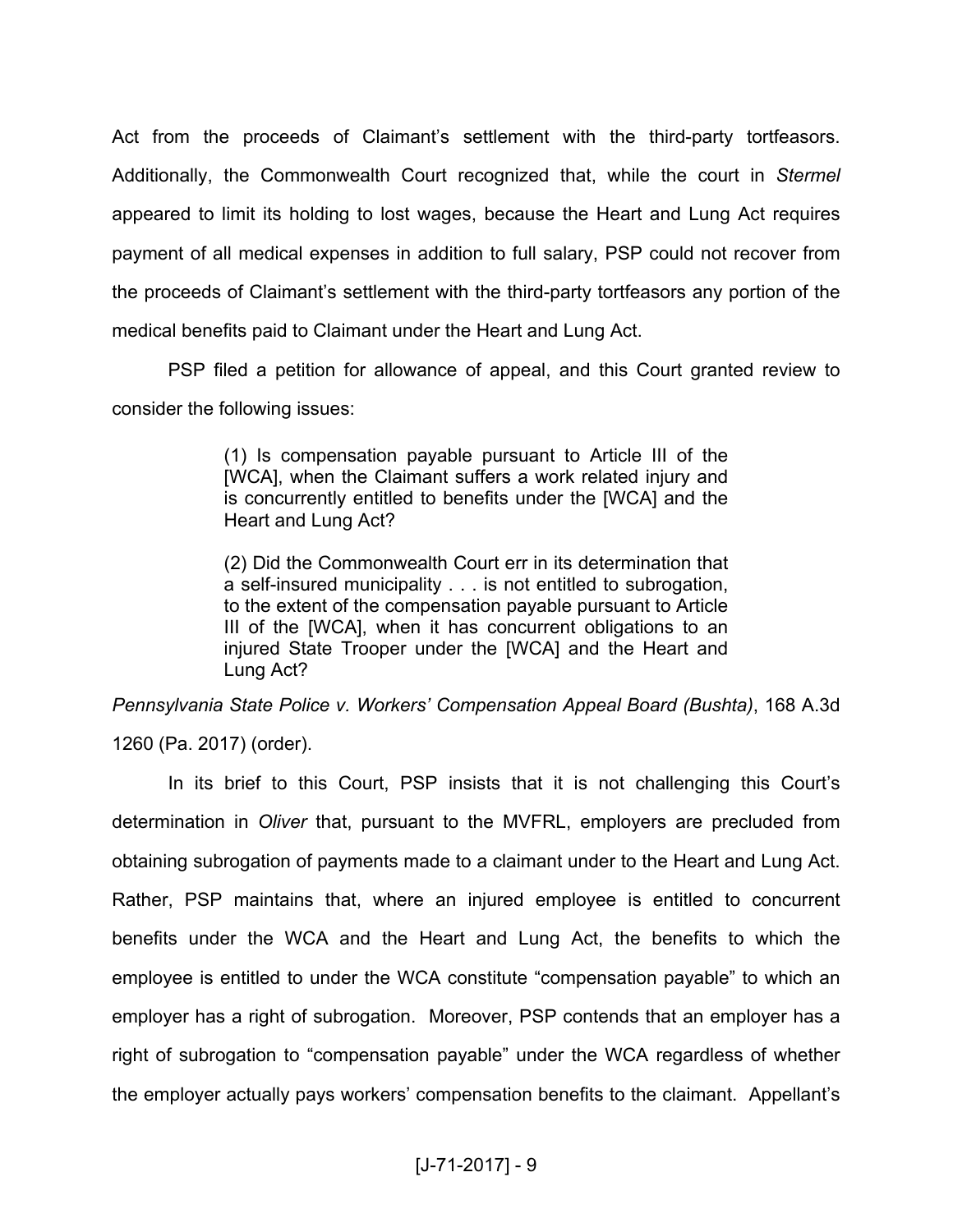Act from the proceeds of Claimant's settlement with the third-party tortfeasors. Additionally, the Commonwealth Court recognized that, while the court in *Stermel* appeared to limit its holding to lost wages, because the Heart and Lung Act requires payment of all medical expenses in addition to full salary, PSP could not recover from the proceeds of Claimant's settlement with the third-party tortfeasors any portion of the medical benefits paid to Claimant under the Heart and Lung Act.

PSP filed a petition for allowance of appeal, and this Court granted review to consider the following issues:

> (1) Is compensation payable pursuant to Article III of the [WCA], when the Claimant suffers a work related injury and is concurrently entitled to benefits under the [WCA] and the Heart and Lung Act?
>
> (2) Did the Commonwealth Court err in its determination that a self-insured municipality . . . is not entitled to subrogation, to the extent of the compensation payable pursuant to Article III of the [WCA], when it has concurrent obligations to an injured State Trooper under the [WCA] and the Heart and Lung Act?

*Pennsylvania State Police v. Workers' Compensation Appeal Board (Bushta)*, 168 A.3d 1260 (Pa. 2017) (order).

In its brief to this Court, PSP insists that it is not challenging this Court's determination in *Oliver* that, pursuant to the MVFRL, employers are precluded from obtaining subrogation of payments made to a claimant under to the Heart and Lung Act. Rather, PSP maintains that, where an injured employee is entitled to concurrent benefits under the WCA and the Heart and Lung Act, the benefits to which the employee is entitled to under the WCA constitute "compensation payable" to which an employer has a right of subrogation. Moreover, PSP contends that an employer has a right of subrogation to "compensation payable" under the WCA regardless of whether the employer actually pays workers' compensation benefits to the claimant. Appellant's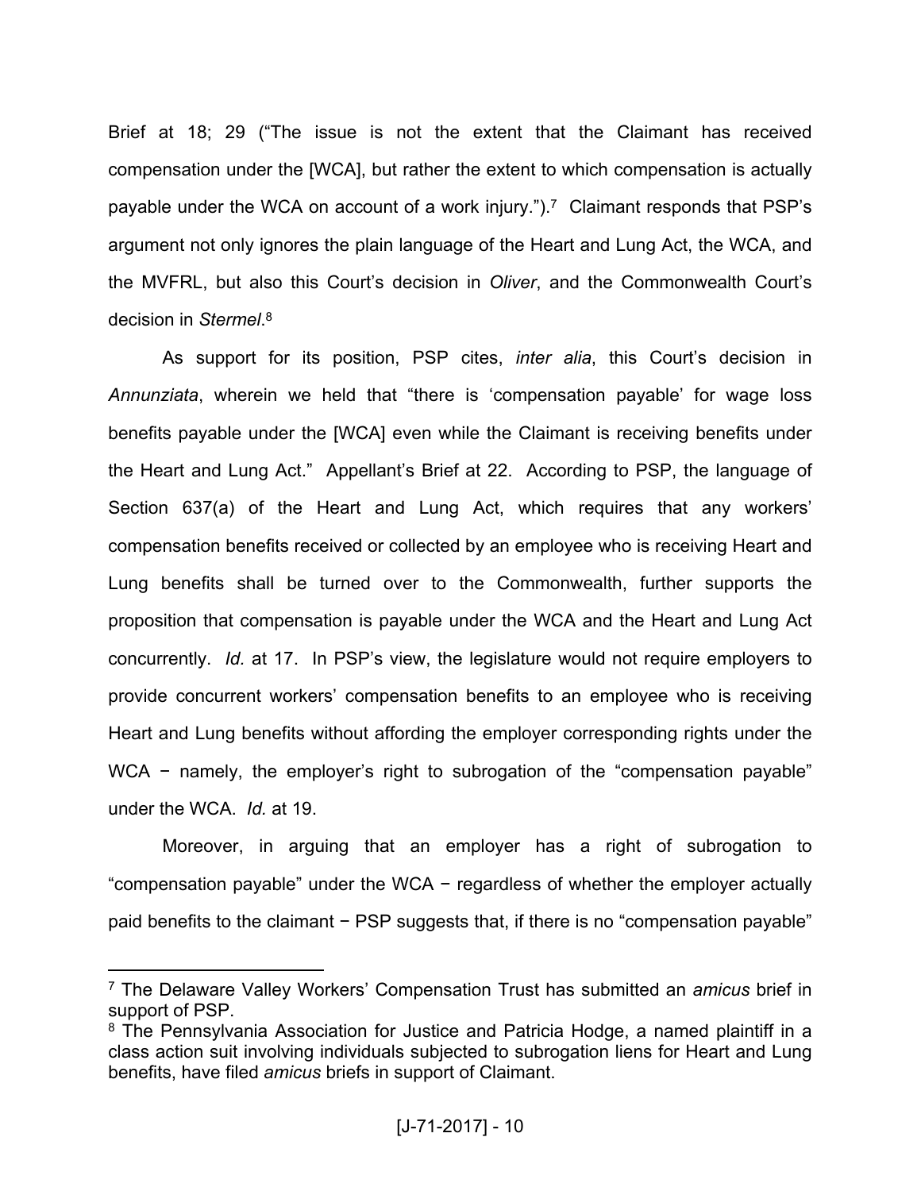Brief at 18; 29 ("The issue is not the extent that the Claimant has received compensation under the [WCA], but rather the extent to which compensation is actually payable under the WCA on account of a work injury.").[7] Claimant responds that PSP's argument not only ignores the plain language of the Heart and Lung Act, the WCA, and the MVFRL, but also this Court's decision in *Oliver*, and the Commonwealth Court's decision in *Stermel*.[8]

As support for its position, PSP cites, *inter alia*, this Court's decision in *Annunziata*, wherein we held that "there is 'compensation payable' for wage loss benefits payable under the [WCA] even while the Claimant is receiving benefits under the Heart and Lung Act." Appellant's Brief at 22. According to PSP, the language of Section 637(a) of the Heart and Lung Act, which requires that any workers' compensation benefits received or collected by an employee who is receiving Heart and Lung benefits shall be turned over to the Commonwealth, further supports the proposition that compensation is payable under the WCA and the Heart and Lung Act concurrently. *Id.* at 17. In PSP's view, the legislature would not require employers to provide concurrent workers' compensation benefits to an employee who is receiving Heart and Lung benefits without affording the employer corresponding rights under the WCA − namely, the employer's right to subrogation of the "compensation payable" under the WCA. *Id.* at 19.

Moreover, in arguing that an employer has a right of subrogation to "compensation payable" under the WCA − regardless of whether the employer actually paid benefits to the claimant − PSP suggests that, if there is no "compensation payable"

---

[7] The Delaware Valley Workers' Compensation Trust has submitted an *amicus* brief in support of PSP.

[8] The Pennsylvania Association for Justice and Patricia Hodge, a named plaintiff in a class action suit involving individuals subjected to subrogation liens for Heart and Lung benefits, have filed *amicus* briefs in support of Claimant.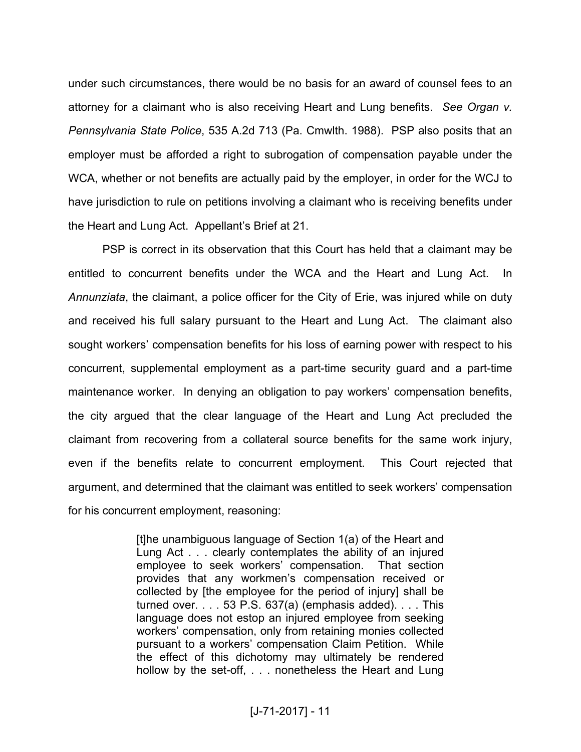under such circumstances, there would be no basis for an award of counsel fees to an attorney for a claimant who is also receiving Heart and Lung benefits. *See Organ v. Pennsylvania State Police*, 535 A.2d 713 (Pa. Cmwlth. 1988). PSP also posits that an employer must be afforded a right to subrogation of compensation payable under the WCA, whether or not benefits are actually paid by the employer, in order for the WCJ to have jurisdiction to rule on petitions involving a claimant who is receiving benefits under the Heart and Lung Act. Appellant's Brief at 21.

PSP is correct in its observation that this Court has held that a claimant may be entitled to concurrent benefits under the WCA and the Heart and Lung Act. In *Annunziata*, the claimant, a police officer for the City of Erie, was injured while on duty and received his full salary pursuant to the Heart and Lung Act. The claimant also sought workers' compensation benefits for his loss of earning power with respect to his concurrent, supplemental employment as a part-time security guard and a part-time maintenance worker. In denying an obligation to pay workers' compensation benefits, the city argued that the clear language of the Heart and Lung Act precluded the claimant from recovering from a collateral source benefits for the same work injury, even if the benefits relate to concurrent employment. This Court rejected that argument, and determined that the claimant was entitled to seek workers' compensation for his concurrent employment, reasoning:

> [t]he unambiguous language of Section 1(a) of the Heart and Lung Act . . . clearly contemplates the ability of an injured employee to seek workers' compensation. That section provides that any workmen's compensation received or collected by [the employee for the period of injury] shall be turned over. . . . 53 P.S. 637(a) (emphasis added). . . . This language does not estop an injured employee from seeking workers' compensation, only from retaining monies collected pursuant to a workers' compensation Claim Petition. While the effect of this dichotomy may ultimately be rendered hollow by the set-off, . . . nonetheless the Heart and Lung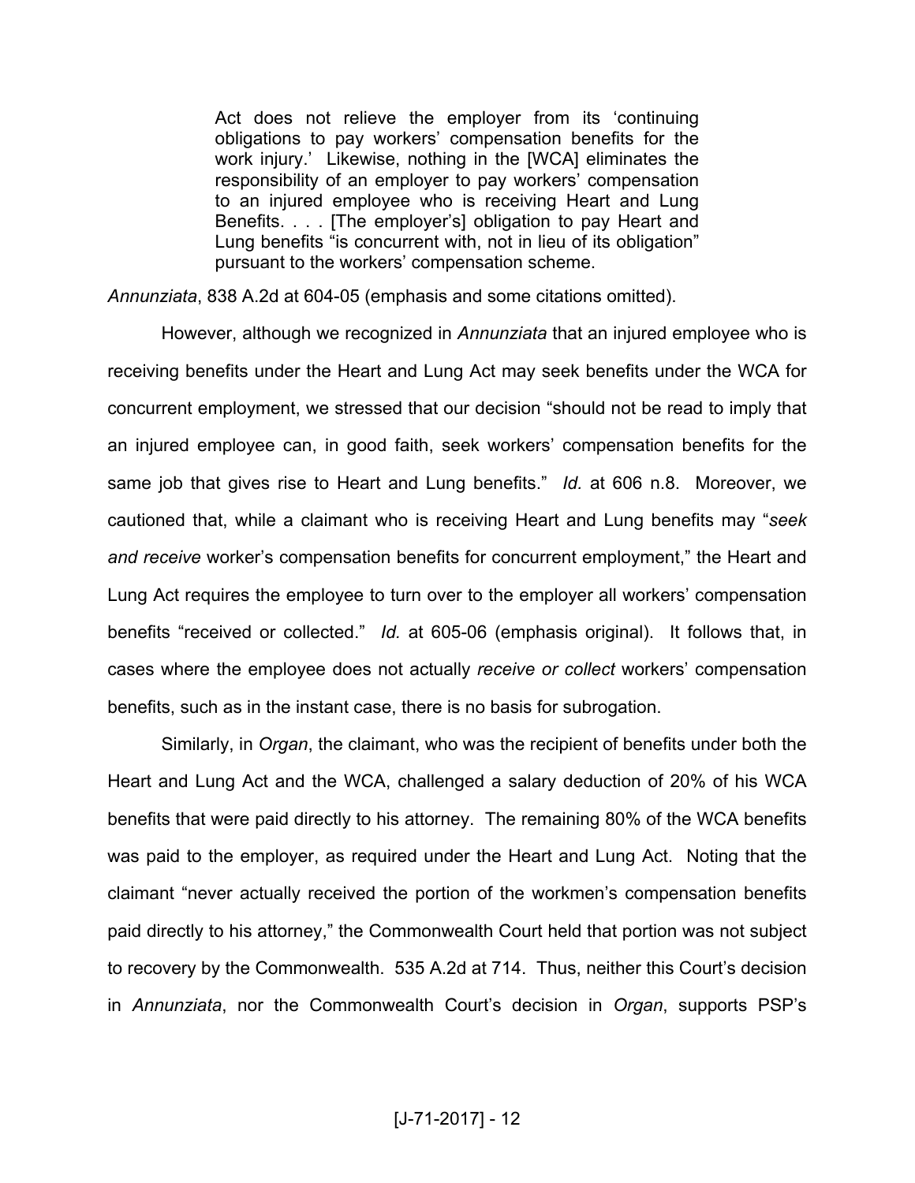> Act does not relieve the employer from its 'continuing obligations to pay workers' compensation benefits for the work injury.' Likewise, nothing in the [WCA] eliminates the responsibility of an employer to pay workers' compensation to an injured employee who is receiving Heart and Lung Benefits. . . . [The employer's] obligation to pay Heart and Lung benefits "is concurrent with, not in lieu of its obligation" pursuant to the workers' compensation scheme.

*Annunziata*, 838 A.2d at 604-05 (emphasis and some citations omitted).

However, although we recognized in *Annunziata* that an injured employee who is receiving benefits under the Heart and Lung Act may seek benefits under the WCA for concurrent employment, we stressed that our decision "should not be read to imply that an injured employee can, in good faith, seek workers' compensation benefits for the same job that gives rise to Heart and Lung benefits." *Id.* at 606 n.8. Moreover, we cautioned that, while a claimant who is receiving Heart and Lung benefits may "*seek and receive* worker's compensation benefits for concurrent employment," the Heart and Lung Act requires the employee to turn over to the employer all workers' compensation benefits "received or collected." *Id.* at 605-06 (emphasis original). It follows that, in cases where the employee does not actually *receive or collect* workers' compensation benefits, such as in the instant case, there is no basis for subrogation.

Similarly, in *Organ*, the claimant, who was the recipient of benefits under both the Heart and Lung Act and the WCA, challenged a salary deduction of 20% of his WCA benefits that were paid directly to his attorney. The remaining 80% of the WCA benefits was paid to the employer, as required under the Heart and Lung Act. Noting that the claimant "never actually received the portion of the workmen's compensation benefits paid directly to his attorney," the Commonwealth Court held that portion was not subject to recovery by the Commonwealth. 535 A.2d at 714. Thus, neither this Court's decision in *Annunziata*, nor the Commonwealth Court's decision in *Organ*, supports PSP's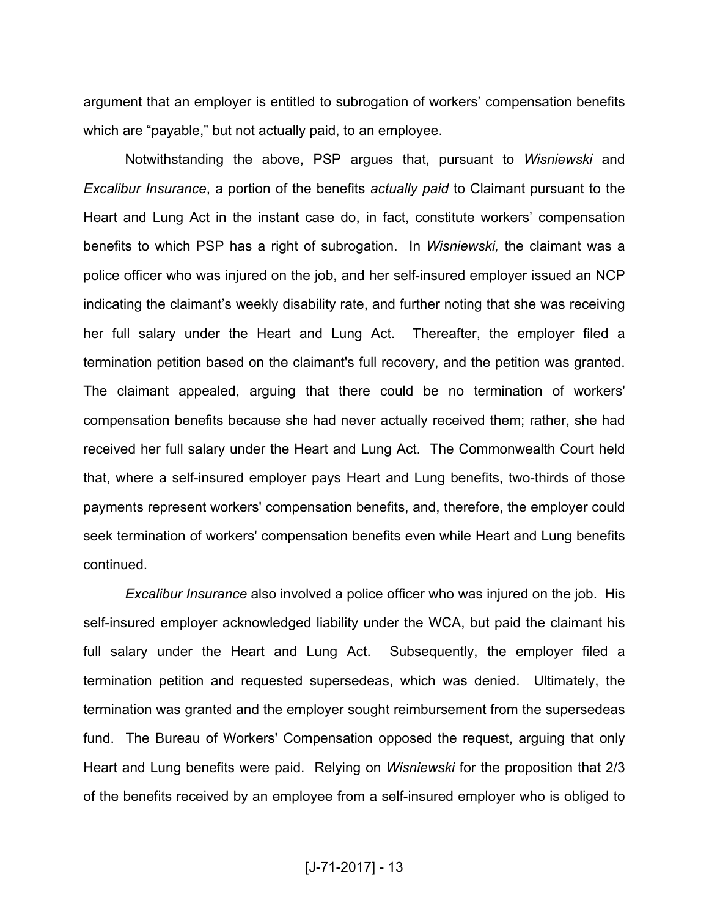argument that an employer is entitled to subrogation of workers' compensation benefits which are "payable," but not actually paid, to an employee.

Notwithstanding the above, PSP argues that, pursuant to *Wisniewski* and *Excalibur Insurance*, a portion of the benefits *actually paid* to Claimant pursuant to the Heart and Lung Act in the instant case do, in fact, constitute workers' compensation benefits to which PSP has a right of subrogation. In *Wisniewski,* the claimant was a police officer who was injured on the job, and her self-insured employer issued an NCP indicating the claimant's weekly disability rate, and further noting that she was receiving her full salary under the Heart and Lung Act. Thereafter, the employer filed a termination petition based on the claimant's full recovery, and the petition was granted. The claimant appealed, arguing that there could be no termination of workers' compensation benefits because she had never actually received them; rather, she had received her full salary under the Heart and Lung Act. The Commonwealth Court held that, where a self-insured employer pays Heart and Lung benefits, two-thirds of those payments represent workers' compensation benefits, and, therefore, the employer could seek termination of workers' compensation benefits even while Heart and Lung benefits continued.

*Excalibur Insurance* also involved a police officer who was injured on the job. His self-insured employer acknowledged liability under the WCA, but paid the claimant his full salary under the Heart and Lung Act. Subsequently, the employer filed a termination petition and requested supersedeas, which was denied. Ultimately, the termination was granted and the employer sought reimbursement from the supersedeas fund. The Bureau of Workers' Compensation opposed the request, arguing that only Heart and Lung benefits were paid. Relying on *Wisniewski* for the proposition that 2/3 of the benefits received by an employee from a self-insured employer who is obliged to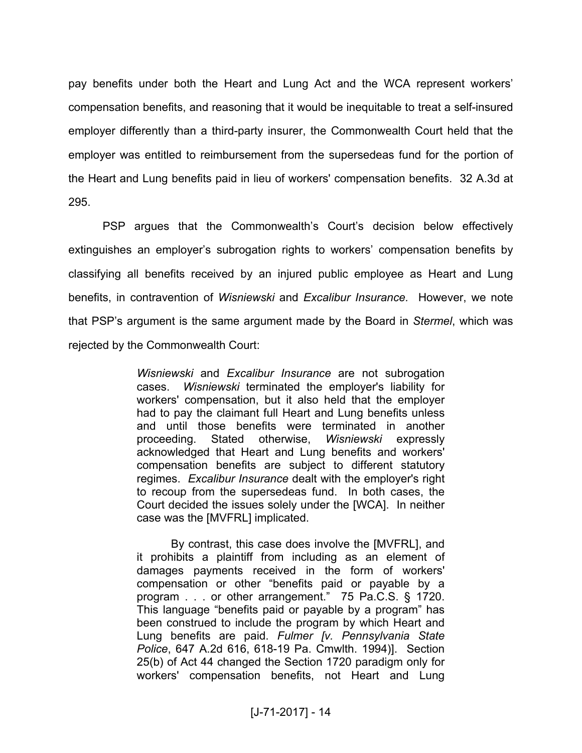pay benefits under both the Heart and Lung Act and the WCA represent workers' compensation benefits, and reasoning that it would be inequitable to treat a self-insured employer differently than a third-party insurer, the Commonwealth Court held that the employer was entitled to reimbursement from the supersedeas fund for the portion of the Heart and Lung benefits paid in lieu of workers' compensation benefits. 32 A.3d at 295.

PSP argues that the Commonwealth's Court's decision below effectively extinguishes an employer's subrogation rights to workers' compensation benefits by classifying all benefits received by an injured public employee as Heart and Lung benefits, in contravention of *Wisniewski* and *Excalibur Insurance.* However, we note that PSP's argument is the same argument made by the Board in *Stermel*, which was rejected by the Commonwealth Court:

> *Wisniewski* and *Excalibur Insurance* are not subrogation cases. *Wisniewski* terminated the employer's liability for workers' compensation, but it also held that the employer had to pay the claimant full Heart and Lung benefits unless and until those benefits were terminated in another proceeding. Stated otherwise, *Wisniewski* expressly acknowledged that Heart and Lung benefits and workers' compensation benefits are subject to different statutory regimes. *Excalibur Insurance* dealt with the employer's right to recoup from the supersedeas fund. In both cases, the Court decided the issues solely under the [WCA]. In neither case was the [MVFRL] implicated.
>
> By contrast, this case does involve the [MVFRL], and it prohibits a plaintiff from including as an element of damages payments received in the form of workers' compensation or other "benefits paid or payable by a program . . . or other arrangement." 75 Pa.C.S. § 1720. This language "benefits paid or payable by a program" has been construed to include the program by which Heart and Lung benefits are paid. *Fulmer [v. Pennsylvania State Police*, 647 A.2d 616, 618-19 Pa. Cmwlth. 1994)]. Section 25(b) of Act 44 changed the Section 1720 paradigm only for workers' compensation benefits, not Heart and Lung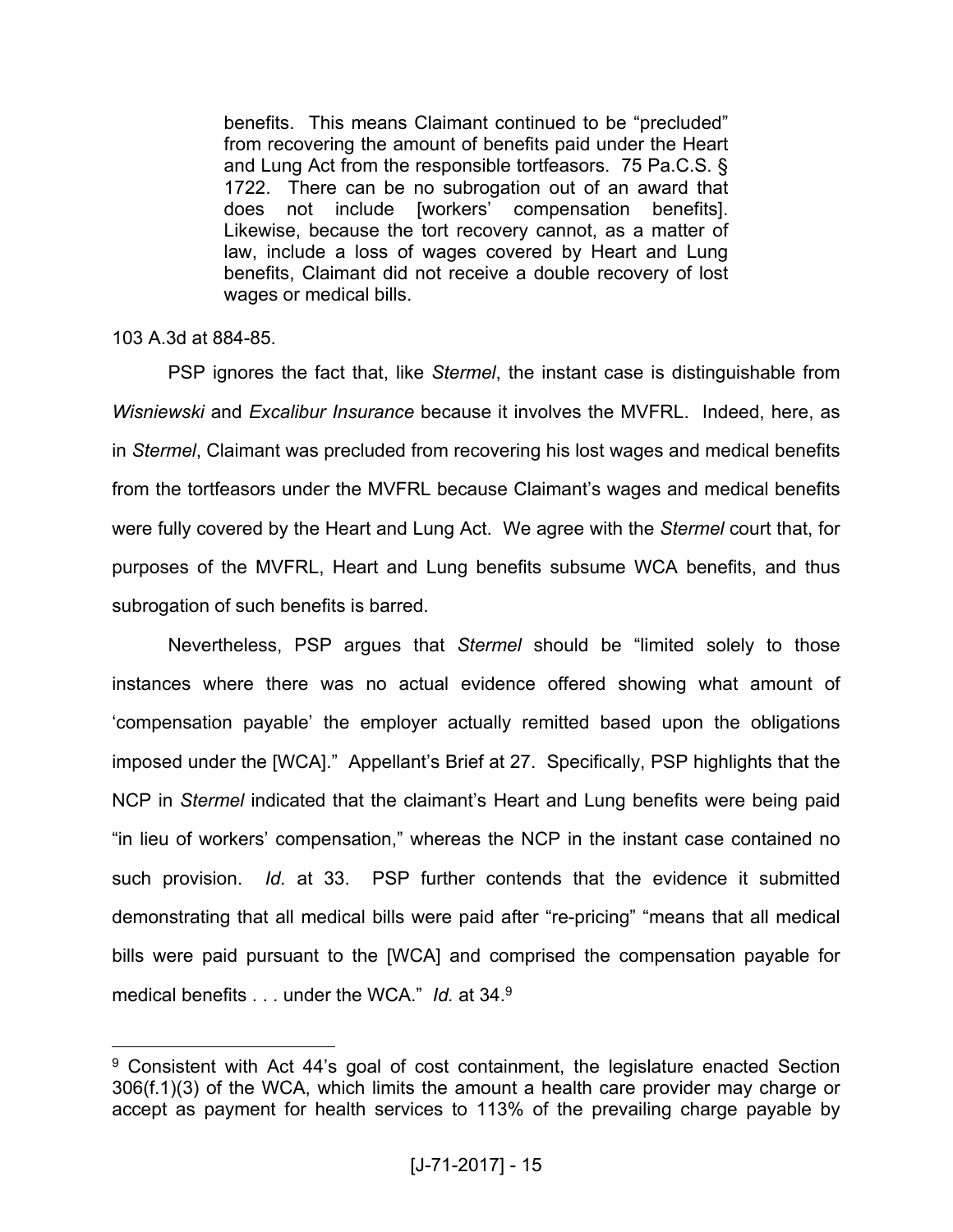> benefits. This means Claimant continued to be "precluded" from recovering the amount of benefits paid under the Heart and Lung Act from the responsible tortfeasors. 75 Pa.C.S. § 1722. There can be no subrogation out of an award that does not include [workers' compensation benefits]. Likewise, because the tort recovery cannot, as a matter of law, include a loss of wages covered by Heart and Lung benefits, Claimant did not receive a double recovery of lost wages or medical bills.

103 A.3d at 884-85.

PSP ignores the fact that, like *Stermel*, the instant case is distinguishable from *Wisniewski* and *Excalibur Insurance* because it involves the MVFRL. Indeed, here, as in *Stermel*, Claimant was precluded from recovering his lost wages and medical benefits from the tortfeasors under the MVFRL because Claimant's wages and medical benefits were fully covered by the Heart and Lung Act. We agree with the *Stermel* court that, for purposes of the MVFRL, Heart and Lung benefits subsume WCA benefits, and thus subrogation of such benefits is barred.

Nevertheless, PSP argues that *Stermel* should be "limited solely to those instances where there was no actual evidence offered showing what amount of 'compensation payable' the employer actually remitted based upon the obligations imposed under the [WCA]." Appellant's Brief at 27. Specifically, PSP highlights that the NCP in *Stermel* indicated that the claimant's Heart and Lung benefits were being paid "in lieu of workers' compensation," whereas the NCP in the instant case contained no such provision. *Id.* at 33. PSP further contends that the evidence it submitted demonstrating that all medical bills were paid after "re-pricing" "means that all medical bills were paid pursuant to the [WCA] and comprised the compensation payable for medical benefits . . . under the WCA." *Id.* at 34.[9]

---

[9] Consistent with Act 44's goal of cost containment, the legislature enacted Section 306(f.1)(3) of the WCA, which limits the amount a health care provider may charge or accept as payment for health services to 113% of the prevailing charge payable by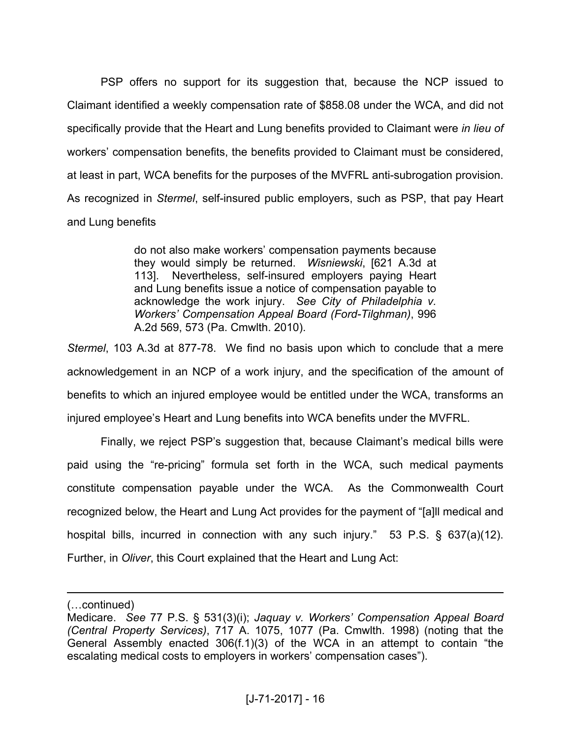PSP offers no support for its suggestion that, because the NCP issued to Claimant identified a weekly compensation rate of $858.08 under the WCA, and did not specifically provide that the Heart and Lung benefits provided to Claimant were *in lieu of* workers' compensation benefits, the benefits provided to Claimant must be considered, at least in part, WCA benefits for the purposes of the MVFRL anti-subrogation provision. As recognized in *Stermel*, self-insured public employers, such as PSP, that pay Heart and Lung benefits

> do not also make workers' compensation payments because they would simply be returned. *Wisniewski*, [621 A.3d at 113]. Nevertheless, self-insured employers paying Heart and Lung benefits issue a notice of compensation payable to acknowledge the work injury. *See City of Philadelphia v. Workers' Compensation Appeal Board (Ford-Tilghman)*, 996 A.2d 569, 573 (Pa. Cmwlth. 2010).

*Stermel*, 103 A.3d at 877-78. We find no basis upon which to conclude that a mere acknowledgement in an NCP of a work injury, and the specification of the amount of benefits to which an injured employee would be entitled under the WCA, transforms an injured employee's Heart and Lung benefits into WCA benefits under the MVFRL.

Finally, we reject PSP's suggestion that, because Claimant's medical bills were paid using the "re-pricing" formula set forth in the WCA, such medical payments constitute compensation payable under the WCA. As the Commonwealth Court recognized below, the Heart and Lung Act provides for the payment of "[a]ll medical and hospital bills, incurred in connection with any such injury." 53 P.S. § 637(a)(12). Further, in *Oliver*, this Court explained that the Heart and Lung Act:

---

(…continued)
Medicare. *See* 77 P.S. § 531(3)(i); *Jaquay v. Workers' Compensation Appeal Board (Central Property Services)*, 717 A. 1075, 1077 (Pa. Cmwlth. 1998) (noting that the General Assembly enacted 306(f.1)(3) of the WCA in an attempt to contain "the escalating medical costs to employers in workers' compensation cases").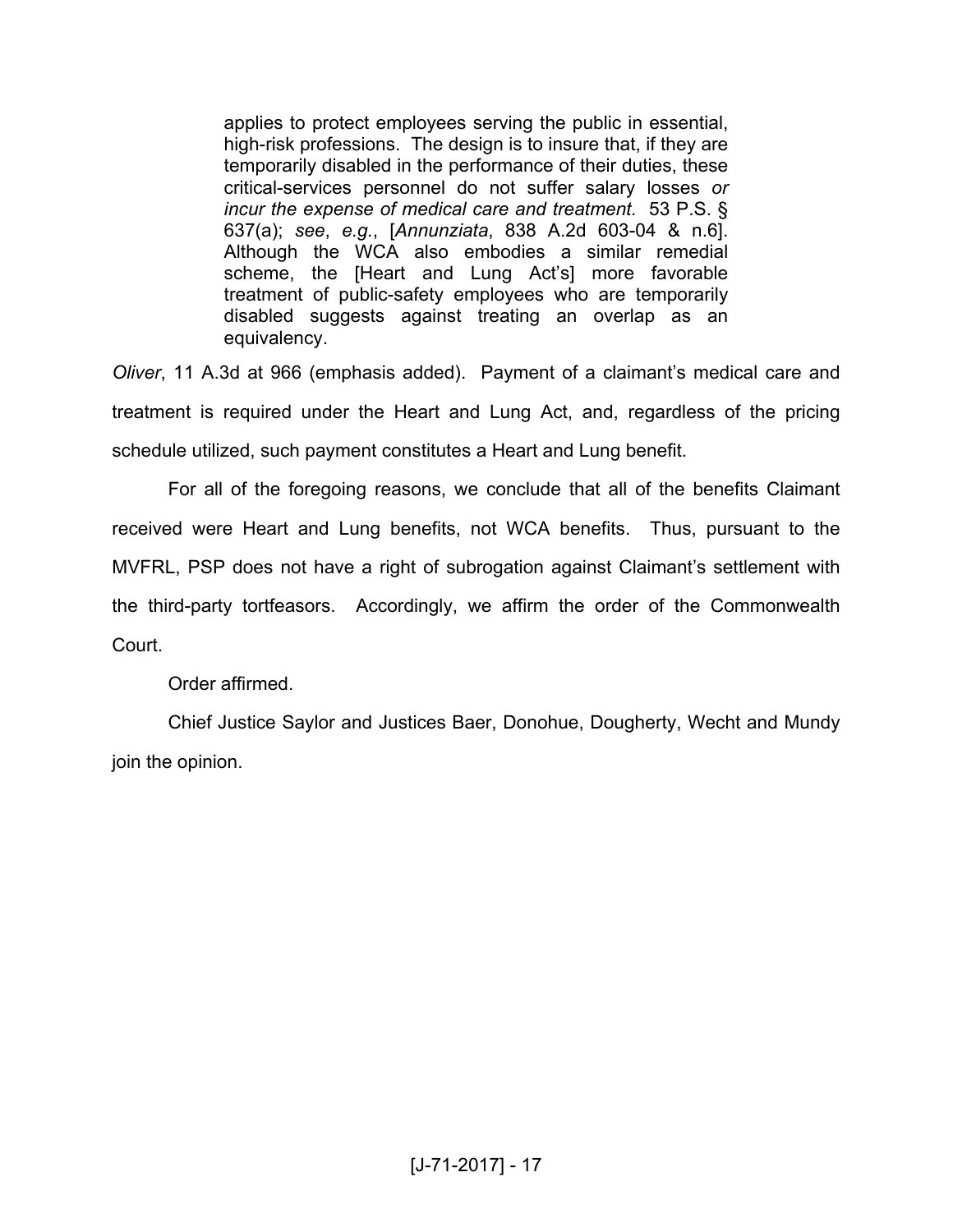> applies to protect employees serving the public in essential, high-risk professions. The design is to insure that, if they are temporarily disabled in the performance of their duties, these critical-services personnel do not suffer salary losses *or incur the expense of medical care and treatment.* 53 P.S. § 637(a); *see*, *e.g.*, [*Annunziata*, 838 A.2d 603-04 & n.6]. Although the WCA also embodies a similar remedial scheme, the [Heart and Lung Act's] more favorable treatment of public-safety employees who are temporarily disabled suggests against treating an overlap as an equivalency.

*Oliver*, 11 A.3d at 966 (emphasis added). Payment of a claimant's medical care and treatment is required under the Heart and Lung Act, and, regardless of the pricing schedule utilized, such payment constitutes a Heart and Lung benefit.

For all of the foregoing reasons, we conclude that all of the benefits Claimant received were Heart and Lung benefits, not WCA benefits. Thus, pursuant to the MVFRL, PSP does not have a right of subrogation against Claimant's settlement with the third-party tortfeasors. Accordingly, we affirm the order of the Commonwealth Court.

Order affirmed.

Chief Justice Saylor and Justices Baer, Donohue, Dougherty, Wecht and Mundy join the opinion.